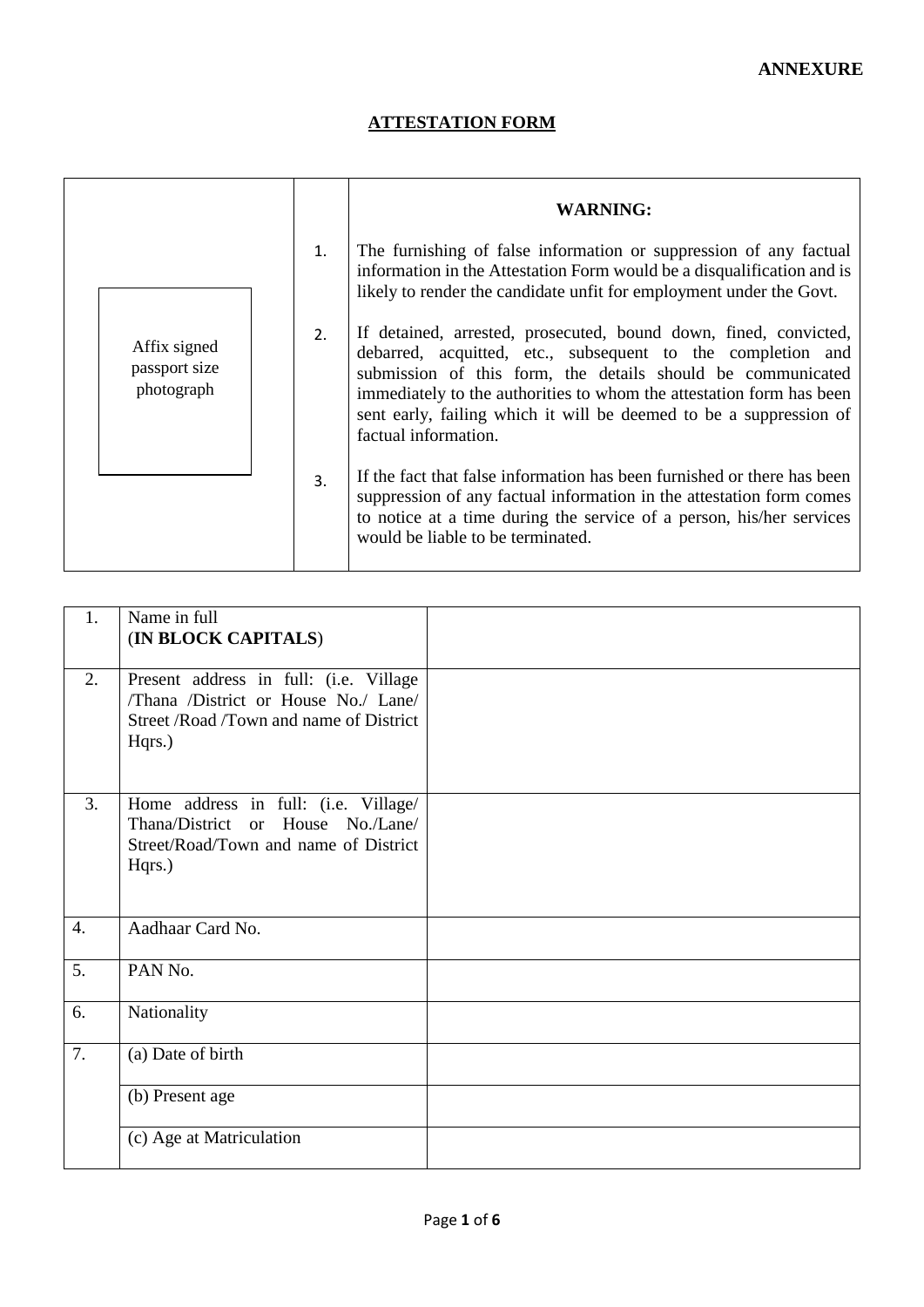**ANNEXURE**

## ATTESTATION FORM

| | | |
|---|---|---|
| Affix signed passport size photograph | | **WARNING:** |
| | 1. | The furnishing of false information or suppression of any factual information in the Attestation Form would be a disqualification and is likely to render the candidate unfit for employment under the Govt. |
| | 2. | If detained, arrested, prosecuted, bound down, fined, convicted, debarred, acquitted, etc., subsequent to the completion and submission of this form, the details should be communicated immediately to the authorities to whom the attestation form has been sent early, failing which it will be deemed to be a suppression of factual information. |
| | 3. | If the fact that false information has been furnished or there has been suppression of any factual information in the attestation form comes to notice at a time during the service of a person, his/her services would be liable to be terminated. |

| | | |
|---|---|---|
| 1. | Name in full (**IN BLOCK CAPITALS**) | |
| 2. | Present address in full: (i.e. Village /Thana /District or House No./ Lane/ Street /Road /Town and name of District Hqrs.) | |
| 3. | Home address in full: (i.e. Village/ Thana/District or House No./Lane/ Street/Road/Town and name of District Hqrs.) | |
| 4. | Aadhaar Card No. | |
| 5. | PAN No. | |
| 6. | Nationality | |
| 7. | (a) Date of birth | |
| | (b) Present age | |
| | (c) Age at Matriculation | |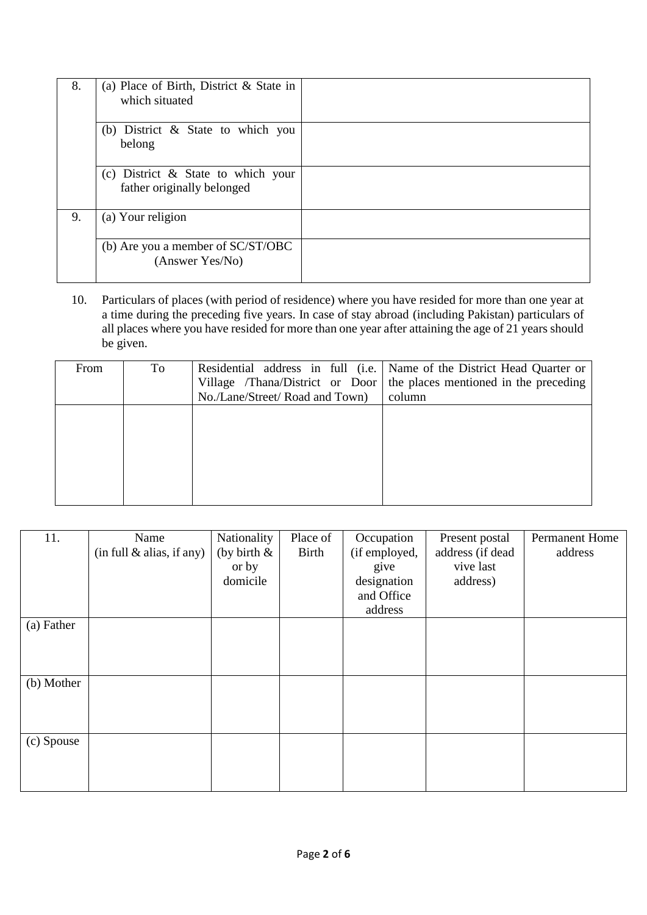| | | |
|---|---|---|
| 8. | (a) Place of Birth, District & State in which situated | |
| | (b) District & State to which you belong | |
| | (c) District & State to which your father originally belonged | |
| 9. | (a) Your religion | |
| | (b) Are you a member of SC/ST/OBC (Answer Yes/No) | |

10. Particulars of places (with period of residence) where you have resided for more than one year at a time during the preceding five years. In case of stay abroad (including Pakistan) particulars of all places where you have resided for more than one year after attaining the age of 21 years should be given.

| From | To | Residential address in full (i.e. Village /Thana/District or Door No./Lane/Street/ Road and Town) | Name of the District Head Quarter or the places mentioned in the preceding column |
|---|---|---|---|
| | | | |

| 11. | Name (in full & alias, if any) | Nationality (by birth & or by domicile | Place of Birth | Occupation (if employed, give designation and Office address | Present postal address (if dead vive last address) | Permanent Home address |
|---|---|---|---|---|---|---|
| (a) Father | | | | | | |
| (b) Mother | | | | | | |
| (c) Spouse | | | | | | |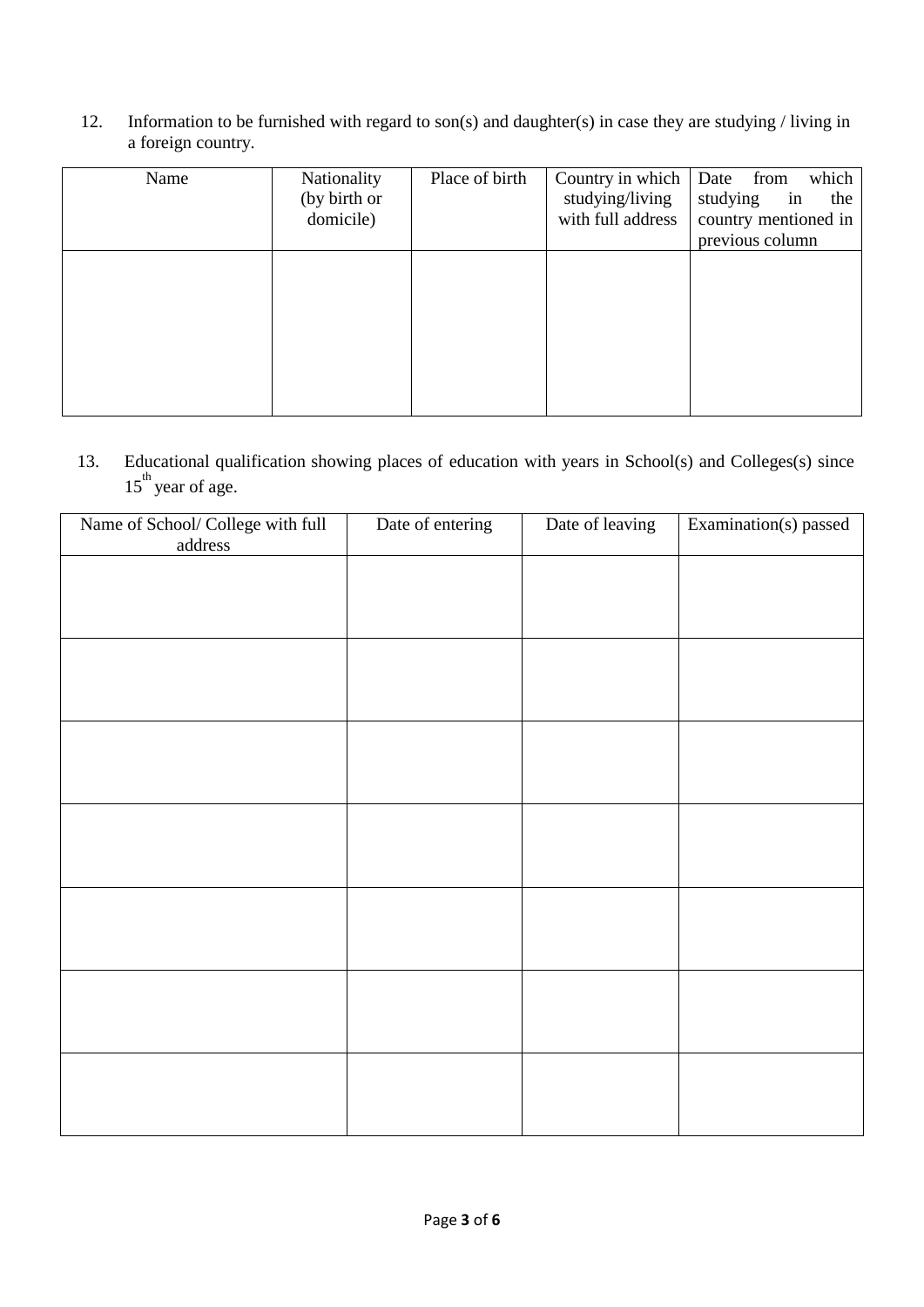12. Information to be furnished with regard to son(s) and daughter(s) in case they are studying / living in a foreign country.

| Name | Nationality (by birth or domicile) | Place of birth | Country in which studying/living with full address | Date from which studying in the country mentioned in previous column |
|---|---|---|---|---|
| | | | | |

13. Educational qualification showing places of education with years in School(s) and Colleges(s) since $15^{th}$ year of age.

| Name of School/ College with full address | Date of entering | Date of leaving | Examination(s) passed |
|---|---|---|---|
| | | | |
| | | | |
| | | | |
| | | | |
| | | | |
| | | | |
| | | | |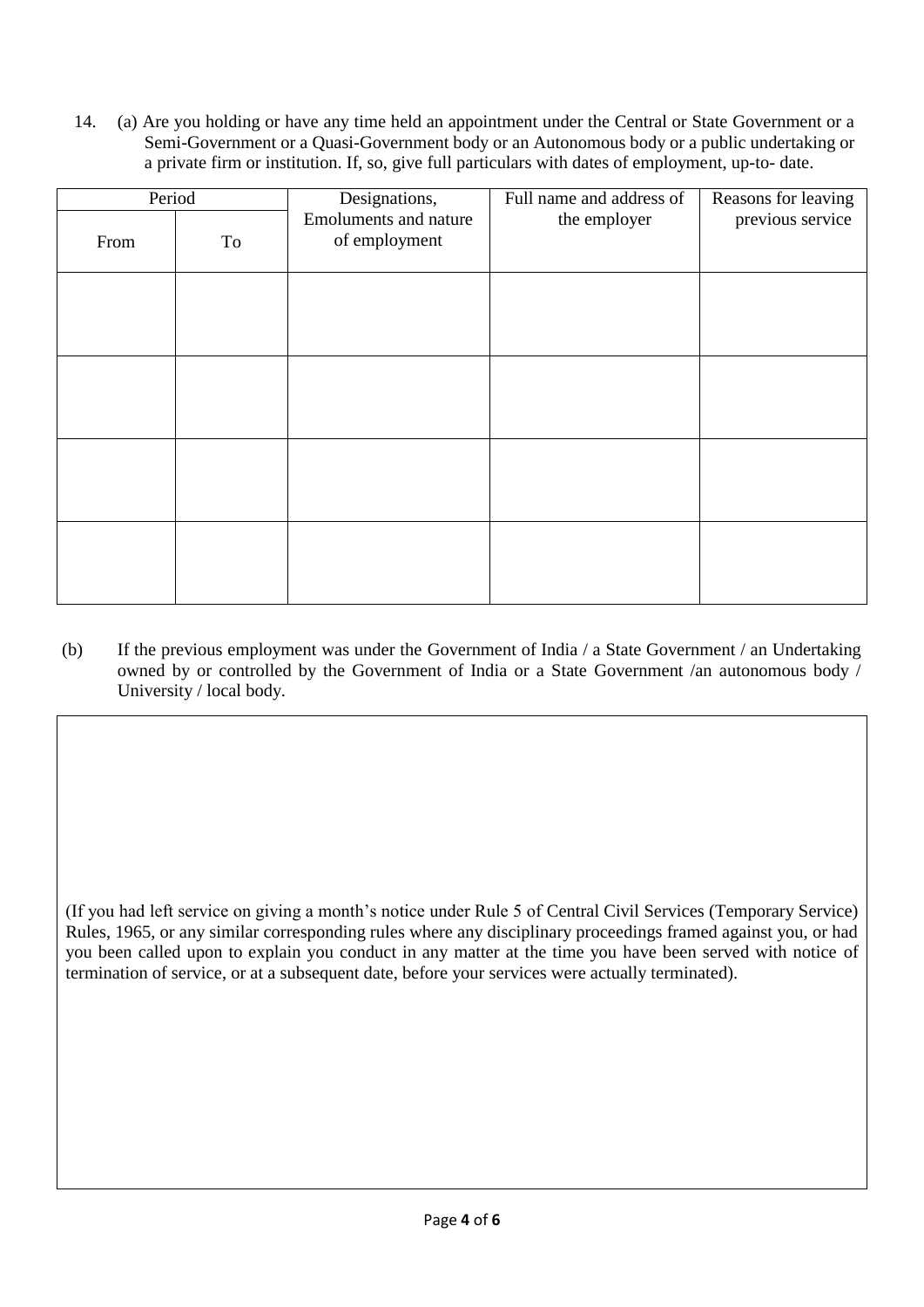14. (a) Are you holding or have any time held an appointment under the Central or State Government or a Semi-Government or a Quasi-Government body or an Autonomous body or a public undertaking or a private firm or institution. If, so, give full particulars with dates of employment, up-to- date.

| Period | | Designations, Emoluments and nature of employment | Full name and address of the employer | Reasons for leaving previous service |
|---|---|---|---|---|
| From | To | | | |
| | | | | |
| | | | | |
| | | | | |
| | | | | |

(b) If the previous employment was under the Government of India / a State Government / an Undertaking owned by or controlled by the Government of India or a State Government /an autonomous body / University / local body.

(If you had left service on giving a month's notice under Rule 5 of Central Civil Services (Temporary Service) Rules, 1965, or any similar corresponding rules where any disciplinary proceedings framed against you, or had you been called upon to explain you conduct in any matter at the time you have been served with notice of termination of service, or at a subsequent date, before your services were actually terminated).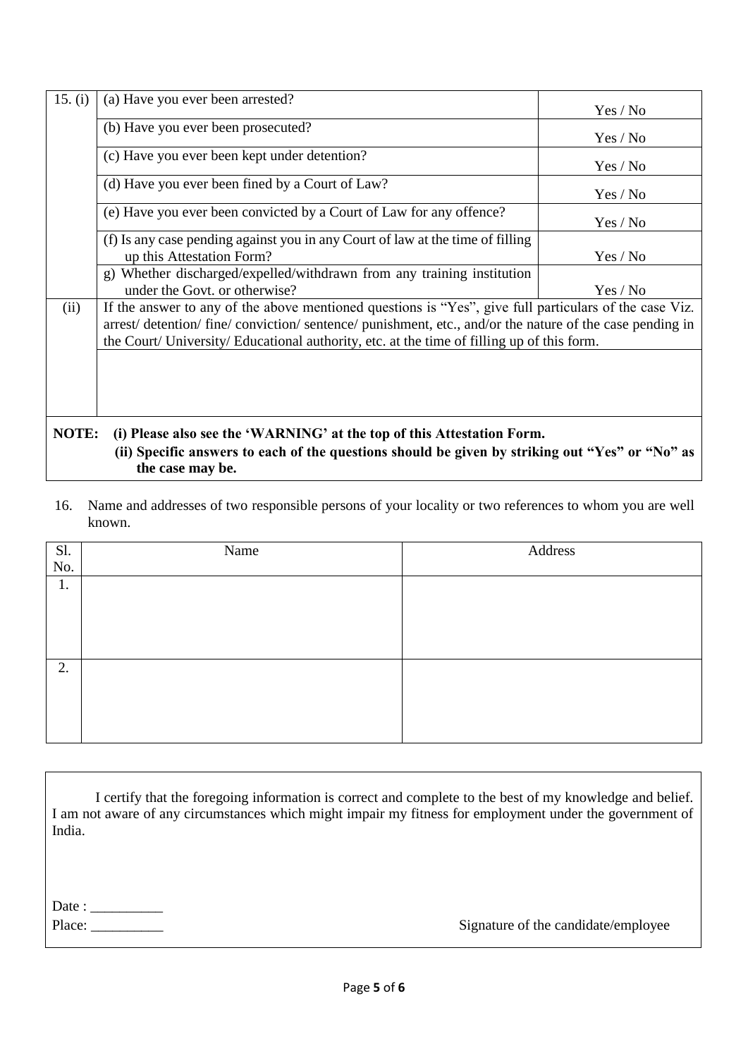| 15. (i) | (a) Have you ever been arrested? | Yes / No |
|---|---|---|
| | (b) Have you ever been prosecuted? | Yes / No |
| | (c) Have you ever been kept under detention? | Yes / No |
| | (d) Have you ever been fined by a Court of Law? | Yes / No |
| | (e) Have you ever been convicted by a Court of Law for any offence? | Yes / No |
| | (f) Is any case pending against you in any Court of law at the time of filling up this Attestation Form? | Yes / No |
| | g) Whether discharged/expelled/withdrawn from any training institution under the Govt. or otherwise? | Yes / No |
| (ii) | If the answer to any of the above mentioned questions is "Yes", give full particulars of the case Viz. arrest/ detention/ fine/ conviction/ sentence/ punishment, etc., and/or the nature of the case pending in the Court/ University/ Educational authority, etc. at the time of filling up of this form. | |
| | | |

**NOTE: (i) Please also see the 'WARNING' at the top of this Attestation Form.**
**(ii) Specific answers to each of the questions should be given by striking out "Yes" or "No" as the case may be.**

16. Name and addresses of two responsible persons of your locality or two references to whom you are well known.

| Sl. No. | Name | Address |
|---|---|---|
| 1. | | |
| 2. | | |

I certify that the foregoing information is correct and complete to the best of my knowledge and belief. I am not aware of any circumstances which might impair my fitness for employment under the government of India.

Date : __________
Place: __________

Signature of the candidate/employee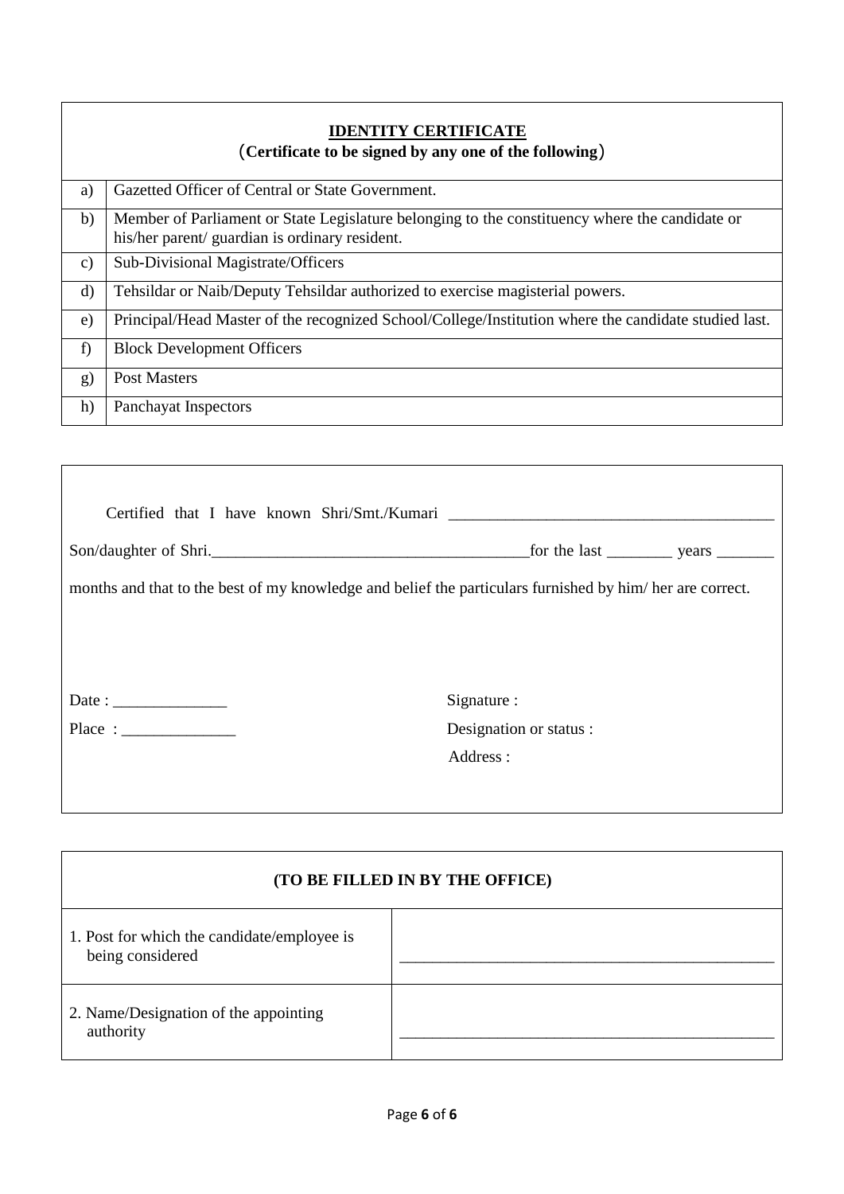**IDENTITY CERTIFICATE**

(**Certificate to be signed by any one of the following**)

| | |
|---|---|
| a) | Gazetted Officer of Central or State Government. |
| b) | Member of Parliament or State Legislature belonging to the constituency where the candidate or his/her parent/ guardian is ordinary resident. |
| c) | Sub-Divisional Magistrate/Officers |
| d) | Tehsildar or Naib/Deputy Tehsildar authorized to exercise magisterial powers. |
| e) | Principal/Head Master of the recognized School/College/Institution where the candidate studied last. |
| f) | Block Development Officers |
| g) | Post Masters |
| h) | Panchayat Inspectors |

Certified that I have known Shri/Smt./Kumari ________________________________________ Son/daughter of Shri.________________________________________for the last ________ years _______ months and that to the best of my knowledge and belief the particulars furnished by him/ her are correct.

Date : ______________

Place : ______________

Signature :

Designation or status :

Address :

**(TO BE FILLED IN BY THE OFFICE)**

| | |
|---|---|
| 1. Post for which the candidate/employee is being considered | ________________________________________________ |
| 2. Name/Designation of the appointing authority | ________________________________________________ |